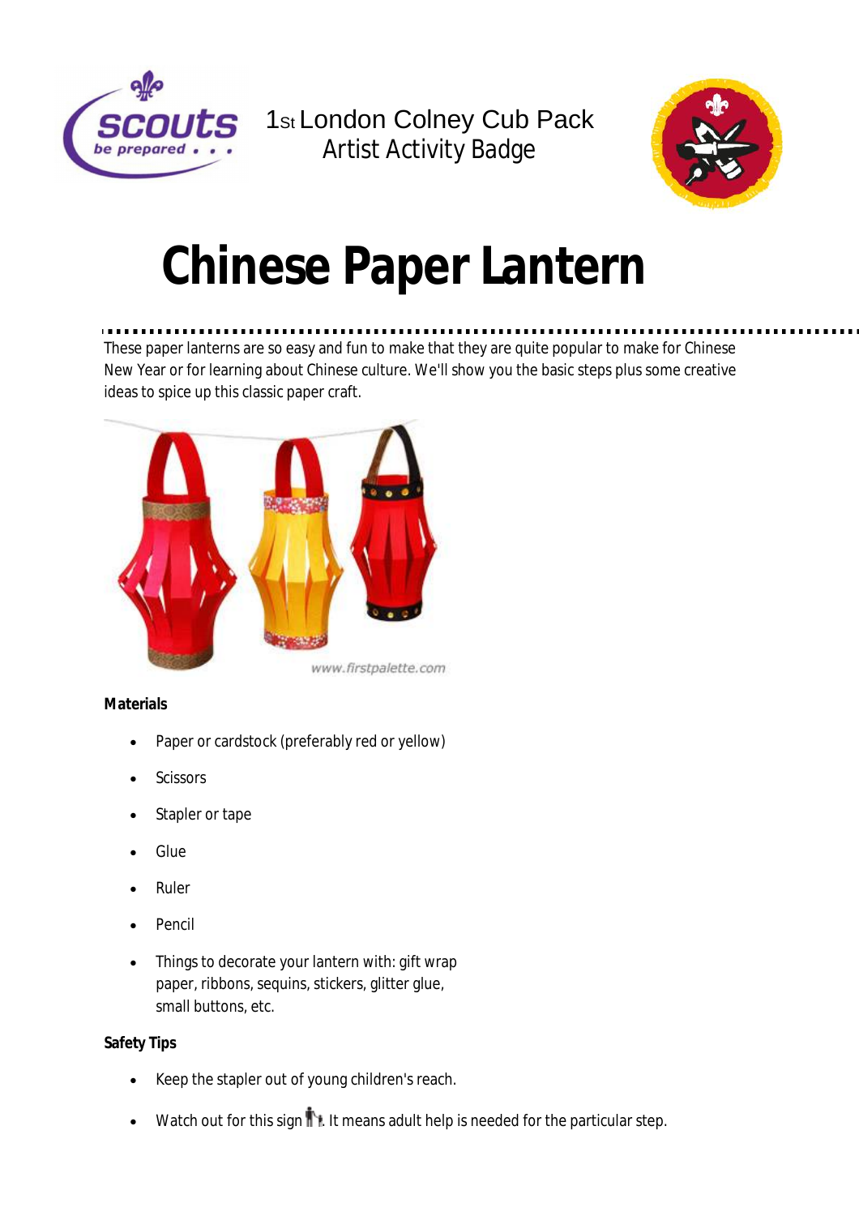1st London Colney Cub Pack
Artist Activity Badge

# Chinese Paper Lantern

These paper lanterns are so easy and fun to make that they are quite popular to make for Chinese New Year or for learning about Chinese culture. We'll show you the basic steps plus some creative ideas to spice up this classic paper craft.

www.firstpalette.com

**Materials**

- Paper or cardstock (preferably red or yellow)
- Scissors
- Stapler or tape
- Glue
- Ruler
- Pencil
- Things to decorate your lantern with: gift wrap paper, ribbons, sequins, stickers, glitter glue, small buttons, etc.

**Safety Tips**

- Keep the stapler out of young children's reach.
- Watch out for this sign. It means adult help is needed for the particular step.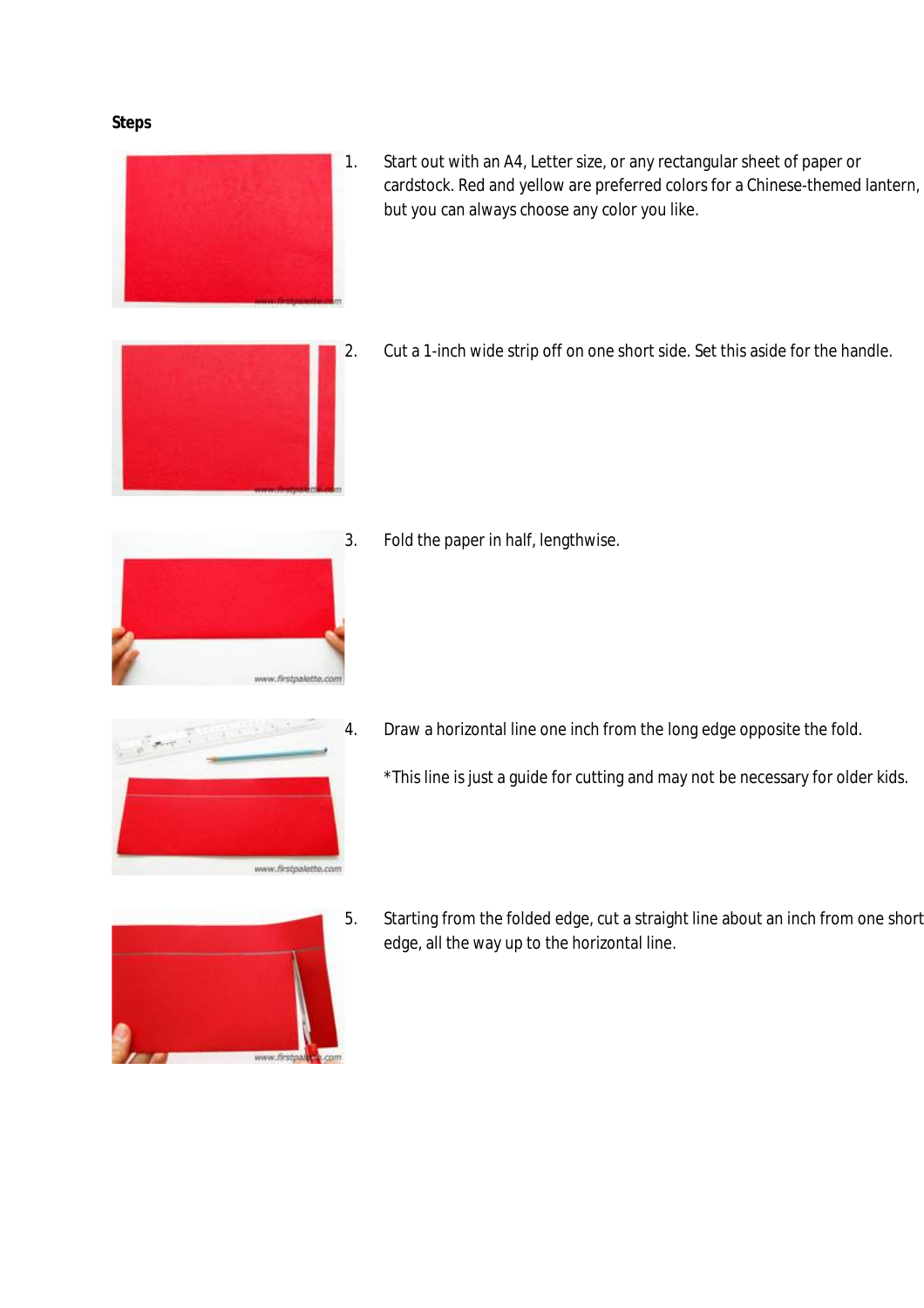**Steps**

1. Start out with an A4, Letter size, or any rectangular sheet of paper or cardstock. Red and yellow are preferred colors for a Chinese-themed lantern, but you can always choose any color you like.

2. Cut a 1-inch wide strip off on one short side. Set this aside for the handle.

3. Fold the paper in half, lengthwise.

4. Draw a horizontal line one inch from the long edge opposite the fold.

   *This line is just a guide for cutting and may not be necessary for older kids.

5. Starting from the folded edge, cut a straight line about an inch from one short edge, all the way up to the horizontal line.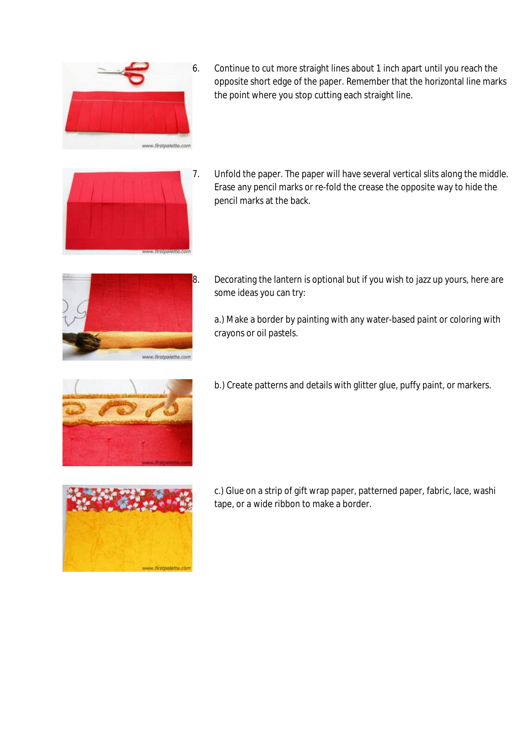6. Continue to cut more straight lines about 1 inch apart until you reach the opposite short edge of the paper. Remember that the horizontal line marks the point where you stop cutting each straight line.

7. Unfold the paper. The paper will have several vertical slits along the middle. Erase any pencil marks or re-fold the crease the opposite way to hide the pencil marks at the back.

8. Decorating the lantern is optional but if you wish to jazz up yours, here are some ideas you can try:

   a.) Make a border by painting with any water-based paint or coloring with crayons or oil pastels.

   b.) Create patterns and details with glitter glue, puffy paint, or markers.

   c.) Glue on a strip of gift wrap paper, patterned paper, fabric, lace, washi tape, or a wide ribbon to make a border.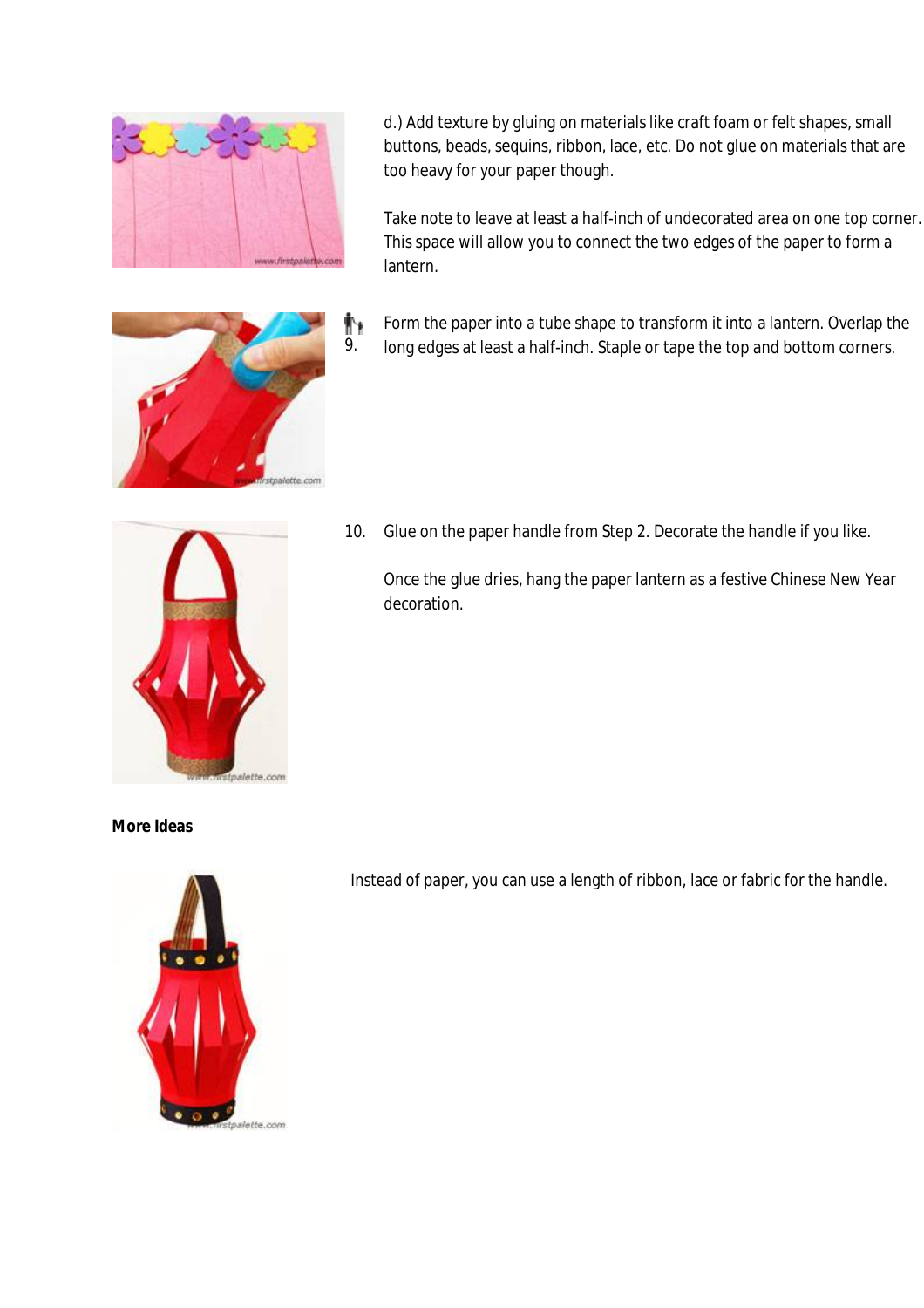d.) Add texture by gluing on materials like craft foam or felt shapes, small buttons, beads, sequins, ribbon, lace, etc. Do not glue on materials that are too heavy for your paper though.

Take note to leave at least a half-inch of undecorated area on one top corner. This space will allow you to connect the two edges of the paper to form a lantern.

9. Form the paper into a tube shape to transform it into a lantern. Overlap the long edges at least a half-inch. Staple or tape the top and bottom corners.

10. Glue on the paper handle from Step 2. Decorate the handle if you like.

    Once the glue dries, hang the paper lantern as a festive Chinese New Year decoration.

**More Ideas**

Instead of paper, you can use a length of ribbon, lace or fabric for the handle.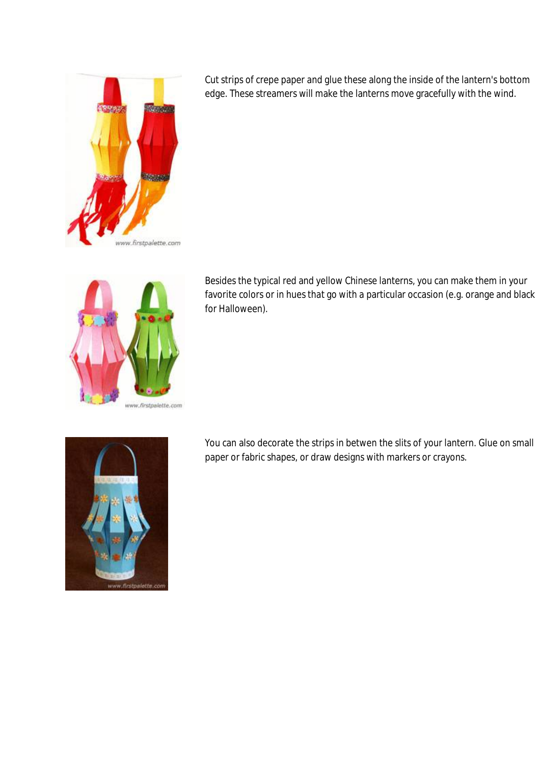Cut strips of crepe paper and glue these along the inside of the lantern's bottom edge. These streamers will make the lanterns move gracefully with the wind.

Besides the typical red and yellow Chinese lanterns, you can make them in your favorite colors or in hues that go with a particular occasion (e.g. orange and black for Halloween).

You can also decorate the strips in betwen the slits of your lantern. Glue on small paper or fabric shapes, or draw designs with markers or crayons.